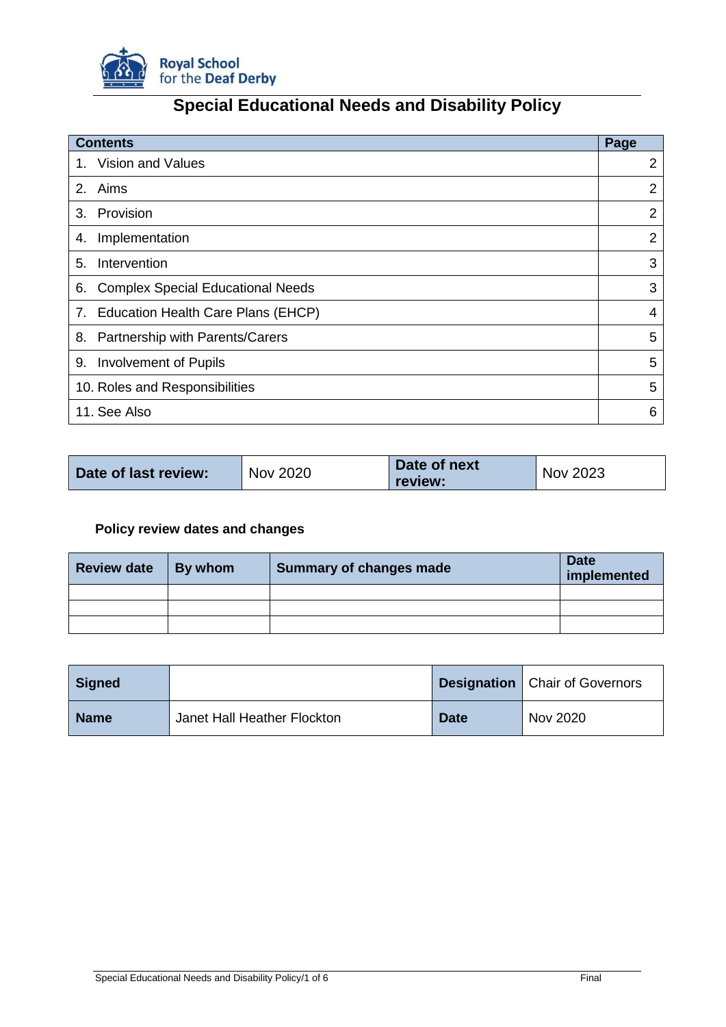Royal School for the Deaf Derby

# Special Educational Needs and Disability Policy

| Contents | Page |
|---|---|
| 1. Vision and Values | 2 |
| 2. Aims | 2 |
| 3. Provision | 2 |
| 4. Implementation | 2 |
| 5. Intervention | 3 |
| 6. Complex Special Educational Needs | 3 |
| 7. Education Health Care Plans (EHCP) | 4 |
| 8. Partnership with Parents/Carers | 5 |
| 9. Involvement of Pupils | 5 |
| 10. Roles and Responsibilities | 5 |
| 11. See Also | 6 |

| Date of last review: | Nov 2020 | Date of next review: | Nov 2023 |
|---|---|---|---|

**Policy review dates and changes**

| Review date | By whom | Summary of changes made | Date implemented |
|---|---|---|---|
| | | | |
| | | | |
| | | | |

| Signed | | Designation | Chair of Governors |
|---|---|---|---|
| Name | Janet Hall Heather Flockton | Date | Nov 2020 |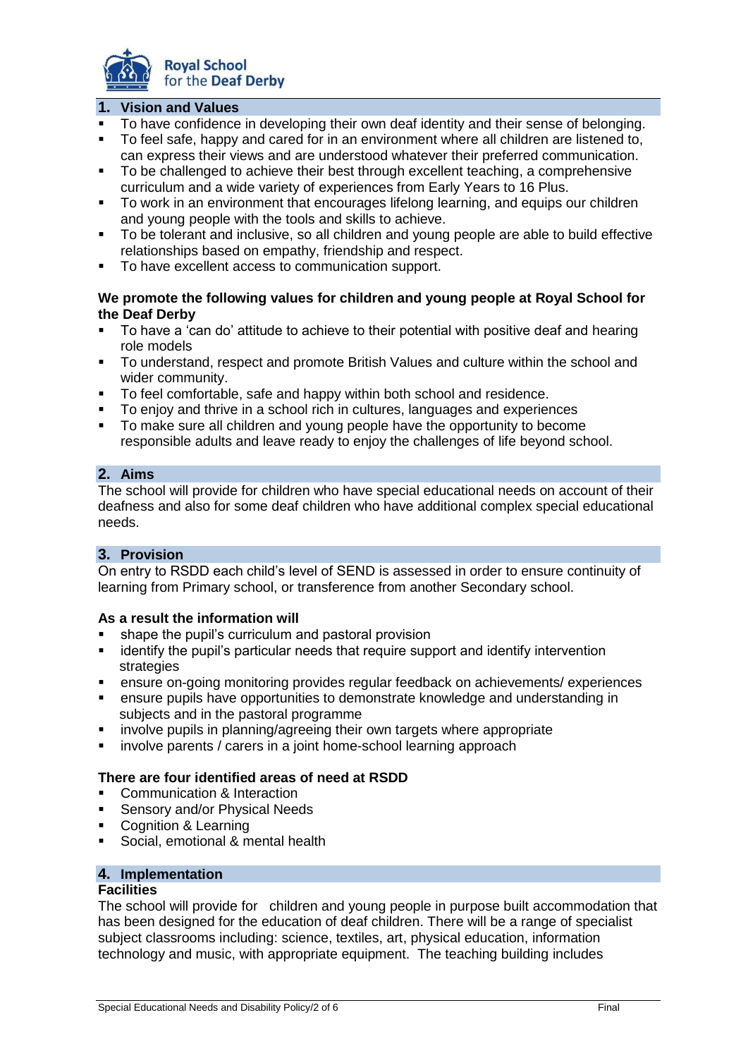## 1. Vision and Values

- To have confidence in developing their own deaf identity and their sense of belonging.
- To feel safe, happy and cared for in an environment where all children are listened to, can express their views and are understood whatever their preferred communication.
- To be challenged to achieve their best through excellent teaching, a comprehensive curriculum and a wide variety of experiences from Early Years to 16 Plus.
- To work in an environment that encourages lifelong learning, and equips our children and young people with the tools and skills to achieve.
- To be tolerant and inclusive, so all children and young people are able to build effective relationships based on empathy, friendship and respect.
- To have excellent access to communication support.

**We promote the following values for children and young people at Royal School for the Deaf Derby**

- To have a 'can do' attitude to achieve to their potential with positive deaf and hearing role models
- To understand, respect and promote British Values and culture within the school and wider community.
- To feel comfortable, safe and happy within both school and residence.
- To enjoy and thrive in a school rich in cultures, languages and experiences
- To make sure all children and young people have the opportunity to become responsible adults and leave ready to enjoy the challenges of life beyond school.

## 2. Aims

The school will provide for children who have special educational needs on account of their deafness and also for some deaf children who have additional complex special educational needs.

## 3. Provision

On entry to RSDD each child's level of SEND is assessed in order to ensure continuity of learning from Primary school, or transference from another Secondary school.

**As a result the information will**

- shape the pupil's curriculum and pastoral provision
- identify the pupil's particular needs that require support and identify intervention strategies
- ensure on-going monitoring provides regular feedback on achievements/ experiences
- ensure pupils have opportunities to demonstrate knowledge and understanding in subjects and in the pastoral programme
- involve pupils in planning/agreeing their own targets where appropriate
- involve parents / carers in a joint home-school learning approach

**There are four identified areas of need at RSDD**

- Communication & Interaction
- Sensory and/or Physical Needs
- Cognition & Learning
- Social, emotional & mental health

## 4. Implementation

**Facilities**

The school will provide for children and young people in purpose built accommodation that has been designed for the education of deaf children. There will be a range of specialist subject classrooms including: science, textiles, art, physical education, information technology and music, with appropriate equipment. The teaching building includes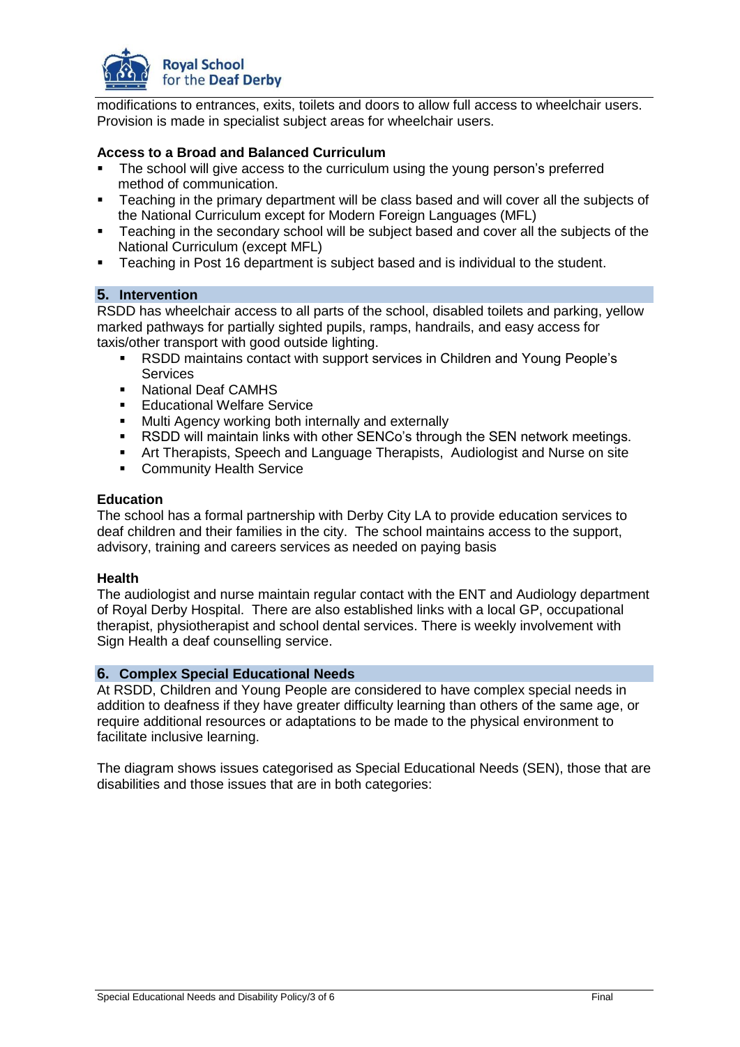modifications to entrances, exits, toilets and doors to allow full access to wheelchair users. Provision is made in specialist subject areas for wheelchair users.

**Access to a Broad and Balanced Curriculum**

- The school will give access to the curriculum using the young person's preferred method of communication.
- Teaching in the primary department will be class based and will cover all the subjects of the National Curriculum except for Modern Foreign Languages (MFL)
- Teaching in the secondary school will be subject based and cover all the subjects of the National Curriculum (except MFL)
- Teaching in Post 16 department is subject based and is individual to the student.

## 5. Intervention

RSDD has wheelchair access to all parts of the school, disabled toilets and parking, yellow marked pathways for partially sighted pupils, ramps, handrails, and easy access for taxis/other transport with good outside lighting.

- RSDD maintains contact with support services in Children and Young People's Services
- National Deaf CAMHS
- Educational Welfare Service
- Multi Agency working both internally and externally
- RSDD will maintain links with other SENCo's through the SEN network meetings.
- Art Therapists, Speech and Language Therapists, Audiologist and Nurse on site
- Community Health Service

**Education**

The school has a formal partnership with Derby City LA to provide education services to deaf children and their families in the city. The school maintains access to the support, advisory, training and careers services as needed on paying basis

**Health**

The audiologist and nurse maintain regular contact with the ENT and Audiology department of Royal Derby Hospital. There are also established links with a local GP, occupational therapist, physiotherapist and school dental services. There is weekly involvement with Sign Health a deaf counselling service.

## 6. Complex Special Educational Needs

At RSDD, Children and Young People are considered to have complex special needs in addition to deafness if they have greater difficulty learning than others of the same age, or require additional resources or adaptations to be made to the physical environment to facilitate inclusive learning.

The diagram shows issues categorised as Special Educational Needs (SEN), those that are disabilities and those issues that are in both categories: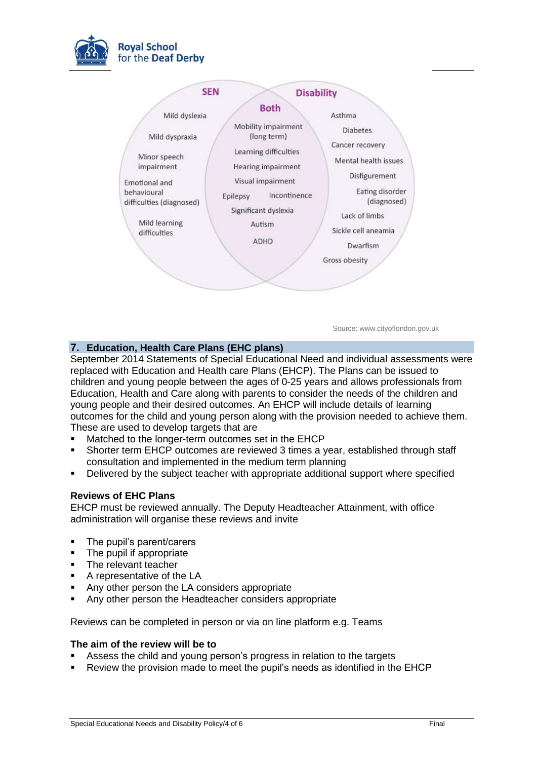**SEN**

- Mild dyslexia
- Mild dyspraxia
- Minor speech impairment
- Emotional and behavioural difficulties (diagnosed)
- Mild learning difficulties

**Both**

- Mobility impairment (long term)
- Learning difficulties
- Hearing impairment
- Visual impairment
- Epilepsy
- Incontinence
- Significant dyslexia
- Autism
- ADHD

**Disability**

- Asthma
- Diabetes
- Cancer recovery
- Mental health issues
- Disfigurement
- Eating disorder (diagnosed)
- Lack of limbs
- Sickle cell aneamia
- Dwarfism
- Gross obesity

Source: www.cityoflondon.gov.uk

## 7. Education, Health Care Plans (EHC plans)

September 2014 Statements of Special Educational Need and individual assessments were replaced with Education and Health care Plans (EHCP). The Plans can be issued to children and young people between the ages of 0-25 years and allows professionals from Education, Health and Care along with parents to consider the needs of the children and young people and their desired outcomes. An EHCP will include details of learning outcomes for the child and young person along with the provision needed to achieve them. These are used to develop targets that are

- Matched to the longer-term outcomes set in the EHCP
- Shorter term EHCP outcomes are reviewed 3 times a year, established through staff consultation and implemented in the medium term planning
- Delivered by the subject teacher with appropriate additional support where specified

### Reviews of EHC Plans

EHCP must be reviewed annually. The Deputy Headteacher Attainment, with office administration will organise these reviews and invite

- The pupil's parent/carers
- The pupil if appropriate
- The relevant teacher
- A representative of the LA
- Any other person the LA considers appropriate
- Any other person the Headteacher considers appropriate

Reviews can be completed in person or via on line platform e.g. Teams

### The aim of the review will be to

- Assess the child and young person's progress in relation to the targets
- Review the provision made to meet the pupil's needs as identified in the EHCP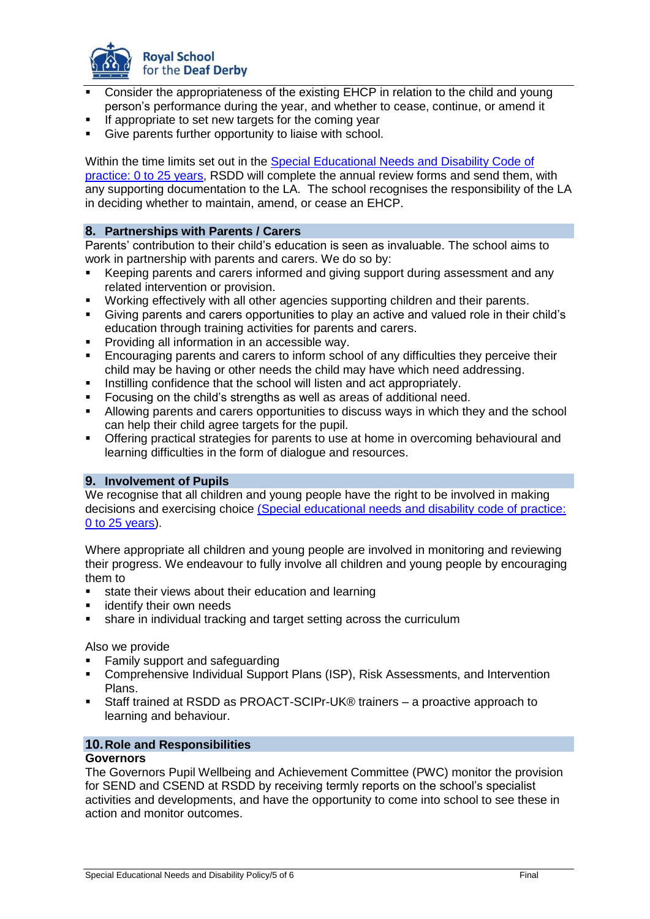- Consider the appropriateness of the existing EHCP in relation to the child and young person's performance during the year, and whether to cease, continue, or amend it
- If appropriate to set new targets for the coming year
- Give parents further opportunity to liaise with school.

Within the time limits set out in the [Special Educational Needs and Disability Code of practice: 0 to 25 years](), RSDD will complete the annual review forms and send them, with any supporting documentation to the LA. The school recognises the responsibility of the LA in deciding whether to maintain, amend, or cease an EHCP.

## 8. Partnerships with Parents / Carers

Parents' contribution to their child's education is seen as invaluable. The school aims to work in partnership with parents and carers. We do so by:

- Keeping parents and carers informed and giving support during assessment and any related intervention or provision.
- Working effectively with all other agencies supporting children and their parents.
- Giving parents and carers opportunities to play an active and valued role in their child's education through training activities for parents and carers.
- Providing all information in an accessible way.
- Encouraging parents and carers to inform school of any difficulties they perceive their child may be having or other needs the child may have which need addressing.
- Instilling confidence that the school will listen and act appropriately.
- Focusing on the child's strengths as well as areas of additional need.
- Allowing parents and carers opportunities to discuss ways in which they and the school can help their child agree targets for the pupil.
- Offering practical strategies for parents to use at home in overcoming behavioural and learning difficulties in the form of dialogue and resources.

## 9. Involvement of Pupils

We recognise that all children and young people have the right to be involved in making decisions and exercising choice [(Special educational needs and disability code of practice: 0 to 25 years]()).

Where appropriate all children and young people are involved in monitoring and reviewing their progress. We endeavour to fully involve all children and young people by encouraging them to

- state their views about their education and learning
- identify their own needs
- share in individual tracking and target setting across the curriculum

Also we provide

- Family support and safeguarding
- Comprehensive Individual Support Plans (ISP), Risk Assessments, and Intervention Plans.
- Staff trained at RSDD as PROACT-SCIPr-UK® trainers – a proactive approach to learning and behaviour.

## 10. Role and Responsibilities

**Governors**

The Governors Pupil Wellbeing and Achievement Committee (PWC) monitor the provision for SEND and CSEND at RSDD by receiving termly reports on the school's specialist activities and developments, and have the opportunity to come into school to see these in action and monitor outcomes.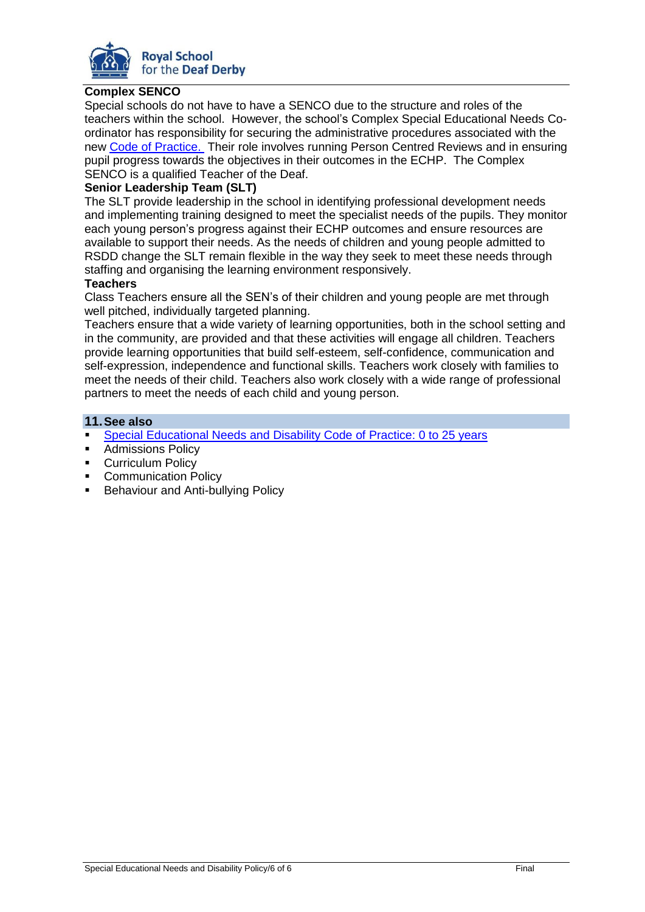**Complex SENCO**

Special schools do not have to have a SENCO due to the structure and roles of the teachers within the school. However, the school's Complex Special Educational Needs Co-ordinator has responsibility for securing the administrative procedures associated with the new [Code of Practice.](#) Their role involves running Person Centred Reviews and in ensuring pupil progress towards the objectives in their outcomes in the ECHP. The Complex SENCO is a qualified Teacher of the Deaf.

**Senior Leadership Team (SLT)**

The SLT provide leadership in the school in identifying professional development needs and implementing training designed to meet the specialist needs of the pupils. They monitor each young person's progress against their ECHP outcomes and ensure resources are available to support their needs. As the needs of children and young people admitted to RSDD change the SLT remain flexible in the way they seek to meet these needs through staffing and organising the learning environment responsively.

**Teachers**

Class Teachers ensure all the SEN's of their children and young people are met through well pitched, individually targeted planning.

Teachers ensure that a wide variety of learning opportunities, both in the school setting and in the community, are provided and that these activities will engage all children. Teachers provide learning opportunities that build self-esteem, self-confidence, communication and self-expression, independence and functional skills. Teachers work closely with families to meet the needs of their child. Teachers also work closely with a wide range of professional partners to meet the needs of each child and young person.

## 11. See also

- [Special Educational Needs and Disability Code of Practice: 0 to 25 years](#)
- Admissions Policy
- Curriculum Policy
- Communication Policy
- Behaviour and Anti-bullying Policy